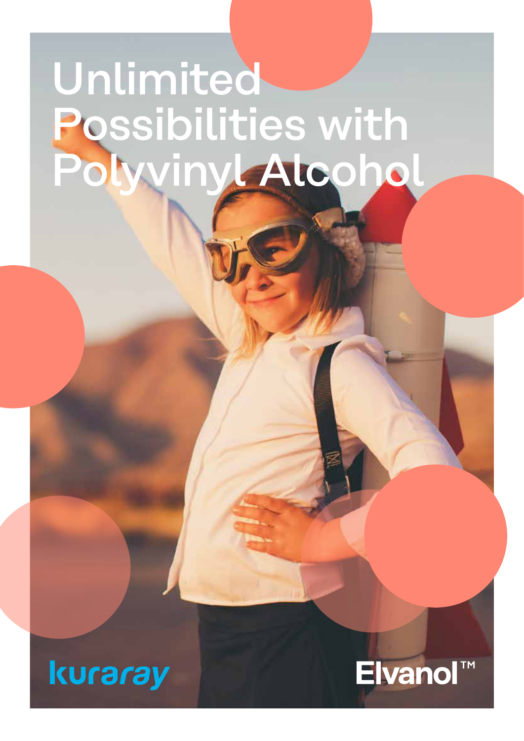# Unlimited Possibilities with Polyvinyl Alcohol

kuraray

Elvanol™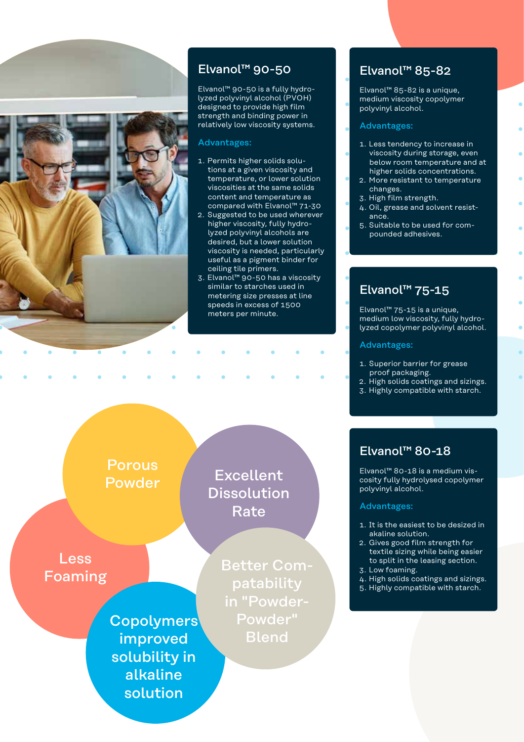## Elvanol™ 90-50

Elvanol™ 90-50 is a fully hydrolyzed polyvinyl alcohol (PVOH) designed to provide high film strength and binding power in relatively low viscosity systems.

### Advantages:

1. Permits higher solids solutions at a given viscosity and temperature, or lower solution viscosities at the same solids content and temperature as compared with Elvanol™ 71-30
2. Suggested to be used wherever higher viscosity, fully hydrolyzed polyvinyl alcohols are desired, but a lower solution viscosity is needed, particularly useful as a pigment binder for ceiling tile primers.
3. Elvanol™ 90-50 has a viscosity similar to starches used in metering size presses at line speeds in excess of 1500 meters per minute.

## Elvanol™ 85-82

Elvanol™ 85-82 is a unique, medium viscosity copolymer polyvinyl alcohol.

### Advantages:

1. Less tendency to increase in viscosity during storage, even below room temperature and at higher solids concentrations.
2. More resistant to temperature changes.
3. High film strength.
4. Oil, grease and solvent resistance.
5. Suitable to be used for compounded adhesives.

## Elvanol™ 75-15

Elvanol™ 75-15 is a unique, medium low viscosity, fully hydrolyzed copolymer polyvinyl alcohol.

### Advantages:

1. Superior barrier for grease proof packaging.
2. High solids coatings and sizings.
3. Highly compatible with starch.

## Elvanol™ 80-18

Elvanol™ 80-18 is a medium viscosity fully hydrolysed copolymer polyvinyl alcohol.

### Advantages:

1. It is the easiest to be desized in akaline solution.
2. Gives good film strength for textile sizing while being easier to split in the leasing section.
3. Low foaming.
4. High solids coatings and sizings.
5. Highly compatible with starch.

Porous Powder

Excellent Dissolution Rate

Less Foaming

Better Compatability in "Powder-Powder" Blend

Copolymers improved solubility in alkaline solution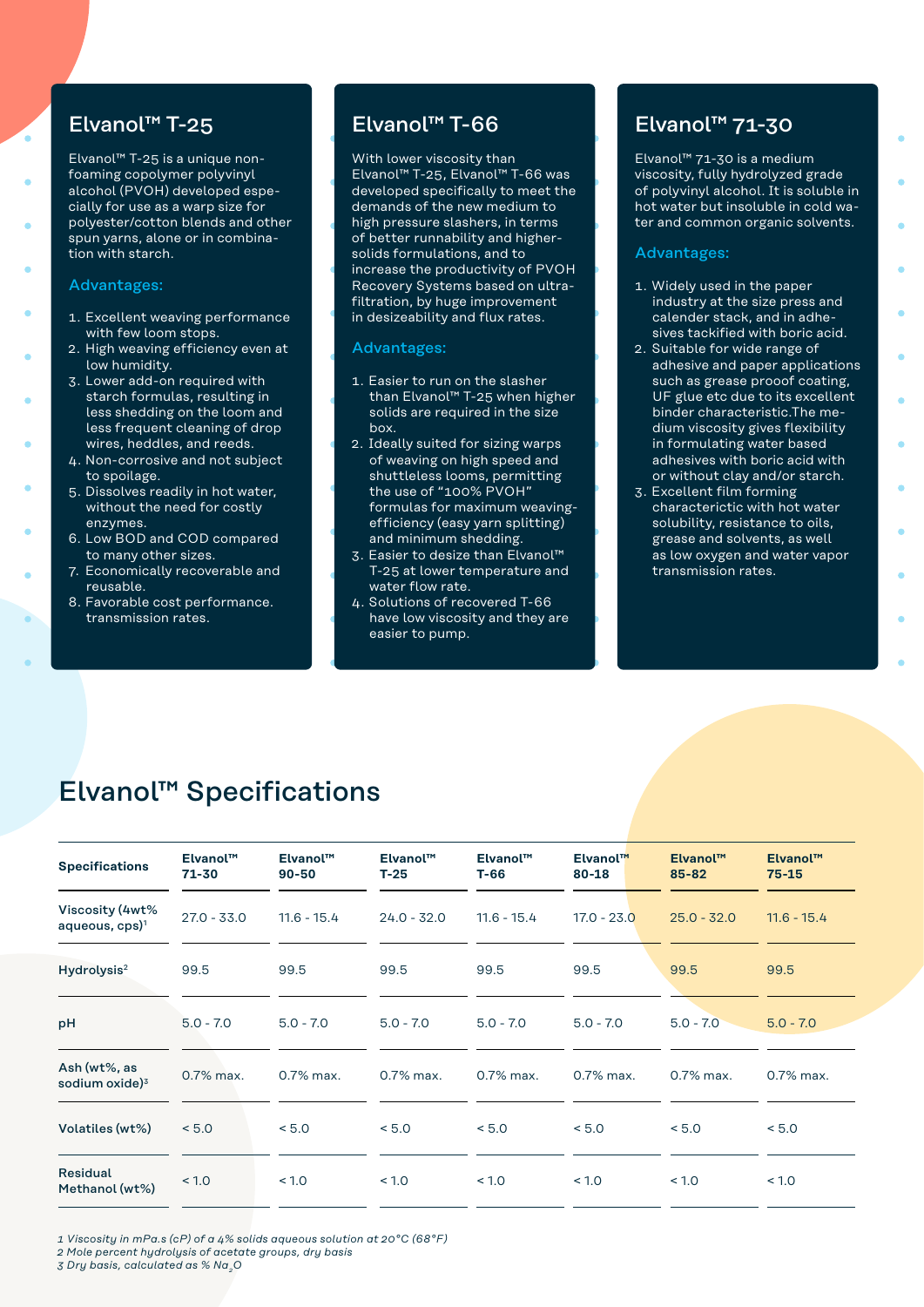## Elvanol™ T-25

Elvanol™ T-25 is a unique non-foaming copolymer polyvinyl alcohol (PVOH) developed especially for use as a warp size for polyester/cotton blends and other spun yarns, alone or in combination with starch.

### Advantages:

1. Excellent weaving performance with few loom stops.
2. High weaving efficiency even at low humidity.
3. Lower add-on required with starch formulas, resulting in less shedding on the loom and less frequent cleaning of drop wires, heddles, and reeds.
4. Non-corrosive and not subject to spoilage.
5. Dissolves readily in hot water, without the need for costly enzymes.
6. Low BOD and COD compared to many other sizes.
7. Economically recoverable and reusable.
8. Favorable cost performance. transmission rates.

## Elvanol™ T-66

With lower viscosity than Elvanol™ T-25, Elvanol™ T-66 was developed specifically to meet the demands of the new medium to high pressure slashers, in terms of better runnability and higher-solids formulations, and to increase the productivity of PVOH Recovery Systems based on ultra-filtration, by huge improvement in desizeability and flux rates.

### Advantages:

1. Easier to run on the slasher than Elvanol™ T-25 when higher solids are required in the size box.
2. Ideally suited for sizing warps of weaving on high speed and shuttleless looms, permitting the use of "100% PVOH" formulas for maximum weaving-efficiency (easy yarn splitting) and minimum shedding.
3. Easier to desize than Elvanol™ T-25 at lower temperature and water flow rate.
4. Solutions of recovered T-66 have low viscosity and they are easier to pump.

## Elvanol™ 71-30

Elvanol™ 71-30 is a medium viscosity, fully hydrolyzed grade of polyvinyl alcohol. It is soluble in hot water but insoluble in cold water and common organic solvents.

### Advantages:

1. Widely used in the paper industry at the size press and calender stack, and in adhesives tackified with boric acid.
2. Suitable for wide range of adhesive and paper applications such as grease prooof coating, UF glue etc due to its excellent binder characteristic.The medium viscosity gives flexibility in formulating water based adhesives with boric acid with or without clay and/or starch.
3. Excellent film forming characterictic with hot water solubility, resistance to oils, grease and solvents, as well as low oxygen and water vapor transmission rates.

# Elvanol™ Specifications

| Specifications | Elvanol™ 71-30 | Elvanol™ 90-50 | Elvanol™ T-25 | Elvanol™ T-66 | Elvanol™ 80-18 | Elvanol™ 85-82 | Elvanol™ 75-15 |
|---|---|---|---|---|---|---|---|
| Viscosity (4wt% aqueous, cps)[1] | 27.0 - 33.0 | 11.6 - 15.4 | 24.0 - 32.0 | 11.6 - 15.4 | 17.0 - 23.0 | 25.0 - 32.0 | 11.6 - 15.4 |
| Hydrolysis[2] | 99.5 | 99.5 | 99.5 | 99.5 | 99.5 | 99.5 | 99.5 |
| pH | 5.0 - 7.0 | 5.0 - 7.0 | 5.0 - 7.0 | 5.0 - 7.0 | 5.0 - 7.0 | 5.0 - 7.0 | 5.0 - 7.0 |
| Ash (wt%, as sodium oxide)[3] | 0.7% max. | 0.7% max. | 0.7% max. | 0.7% max. | 0.7% max. | 0.7% max. | 0.7% max. |
| Volatiles (wt%) | < 5.0 | < 5.0 | < 5.0 | < 5.0 | < 5.0 | < 5.0 | < 5.0 |
| Residual Methanol (wt%) | < 1.0 | < 1.0 | < 1.0 | < 1.0 | < 1.0 | < 1.0 | < 1.0 |

*1 Viscosity in mPa.s (cP) of a 4% solids aqueous solution at 20°C (68°F)*
*2 Mole percent hydrolysis of acetate groups, dry basis*
*3 Dry basis, calculated as % $Na_2O$*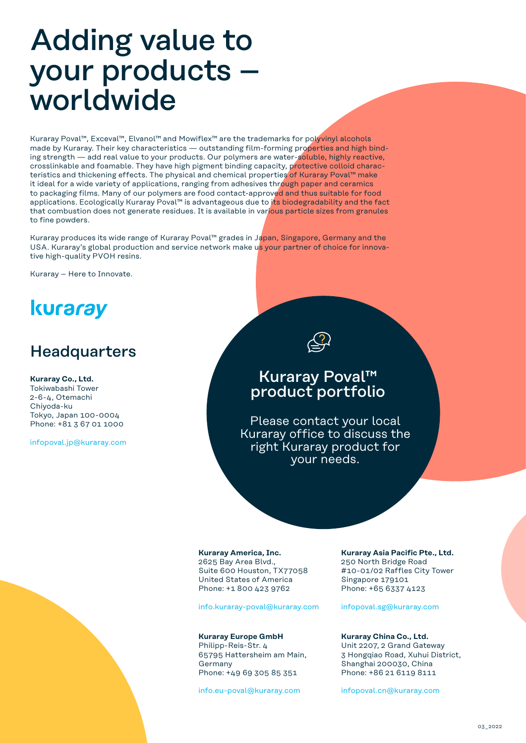# Adding value to your products – worldwide

Kuraray Poval™, Exceval™, Elvanol™ and Mowiflex™ are the trademarks for polyvinyl alcohols made by Kuraray. Their key characteristics — outstanding film-forming properties and high binding strength — add real value to your products. Our polymers are water-soluble, highly reactive, crosslinkable and foamable. They have high pigment binding capacity, protective colloid characteristics and thickening effects. The physical and chemical properties of Kuraray Poval™ make it ideal for a wide variety of applications, ranging from adhesives through paper and ceramics to packaging films. Many of our polymers are food contact-approved and thus suitable for food applications. Ecologically Kuraray Poval™ is advantageous due to its biodegradability and the fact that combustion does not generate residues. It is available in various particle sizes from granules to fine powders.

Kuraray produces its wide range of Kuraray Poval™ grades in Japan, Singapore, Germany and the USA. Kuraray's global production and service network make us your partner of choice for innovative high-quality PVOH resins.

Kuraray – Here to Innovate.

kuraray

## Headquarters

**Kuraray Co., Ltd.**
Tokiwabashi Tower
2-6-4, Otemachi
Chiyoda-ku
Tokyo, Japan 100-0004
Phone: +81 3 67 01 1000

infopoval.jp@kuraray.com

## Kuraray Poval™ product portfolio

Please contact your local Kuraray office to discuss the right Kuraray product for your needs.

**Kuraray America, Inc.**
2625 Bay Area Blvd.,
Suite 600 Houston, TX77058
United States of America
Phone: +1 800 423 9762

info.kuraray-poval@kuraray.com

**Kuraray Europe GmbH**
Philipp-Reis-Str. 4
65795 Hattersheim am Main,
Germany
Phone: +49 69 305 85 351

info.eu-poval@kuraray.com

**Kuraray Asia Pacific Pte., Ltd.**
250 North Bridge Road
#10-01/02 Raffles City Tower
Singapore 179101
Phone: +65 6337 4123

infopoval.sg@kuraray.com

**Kuraray China Co., Ltd.**
Unit 2207, 2 Grand Gateway
3 Hongqiao Road, Xuhui District,
Shanghai 200030, China
Phone: +86 21 6119 8111

infopoval.cn@kuraray.com

03_2022